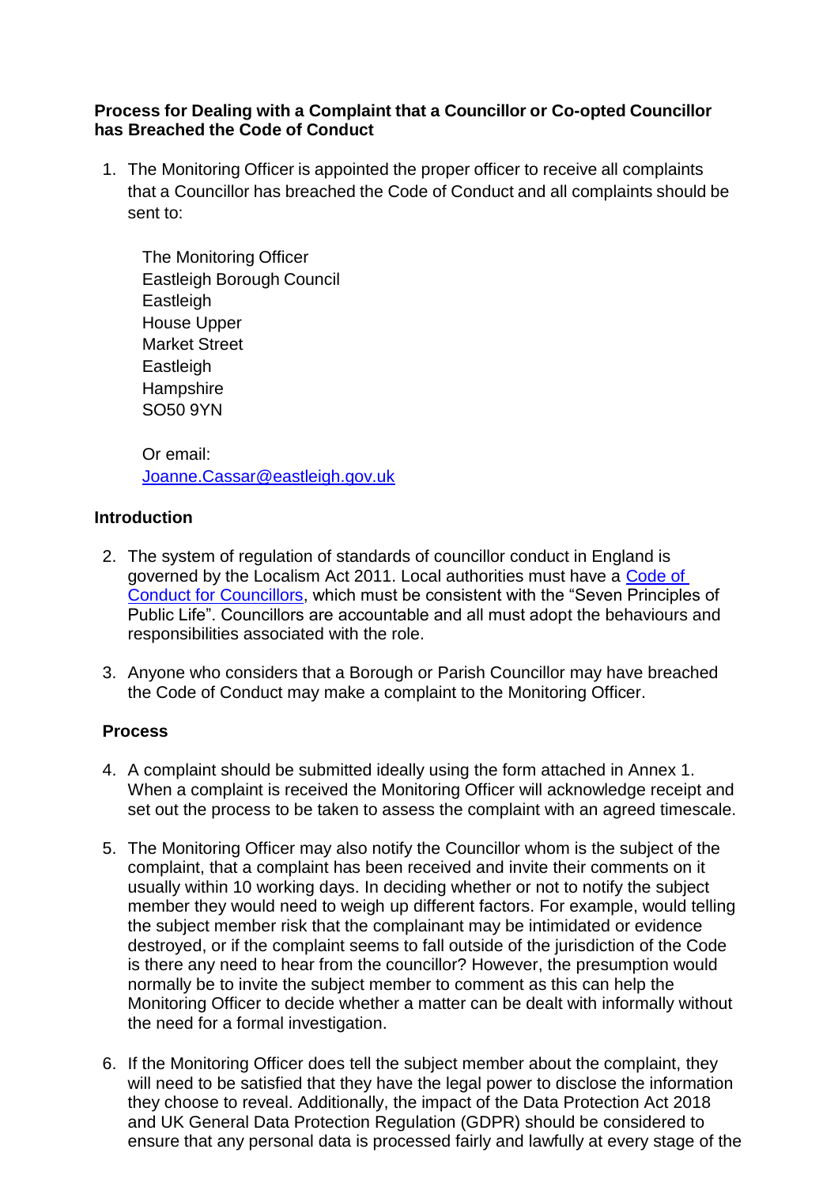**Process for Dealing with a Complaint that a Councillor or Co-opted Councillor has Breached the Code of Conduct**

1. The Monitoring Officer is appointed the proper officer to receive all complaints that a Councillor has breached the Code of Conduct and all complaints should be sent to:

   The Monitoring Officer
   Eastleigh Borough Council
   Eastleigh
   House Upper
   Market Street
   Eastleigh
   Hampshire
   SO50 9YN

   Or email:
   [Joanne.Cassar@eastleigh.gov.uk](mailto:Joanne.Cassar@eastleigh.gov.uk)

**Introduction**

2. The system of regulation of standards of councillor conduct in England is governed by the Localism Act 2011. Local authorities must have a Code of Conduct for Councillors, which must be consistent with the "Seven Principles of Public Life". Councillors are accountable and all must adopt the behaviours and responsibilities associated with the role.

3. Anyone who considers that a Borough or Parish Councillor may have breached the Code of Conduct may make a complaint to the Monitoring Officer.

**Process**

4. A complaint should be submitted ideally using the form attached in Annex 1. When a complaint is received the Monitoring Officer will acknowledge receipt and set out the process to be taken to assess the complaint with an agreed timescale.

5. The Monitoring Officer may also notify the Councillor whom is the subject of the complaint, that a complaint has been received and invite their comments on it usually within 10 working days. In deciding whether or not to notify the subject member they would need to weigh up different factors. For example, would telling the subject member risk that the complainant may be intimidated or evidence destroyed, or if the complaint seems to fall outside of the jurisdiction of the Code is there any need to hear from the councillor? However, the presumption would normally be to invite the subject member to comment as this can help the Monitoring Officer to decide whether a matter can be dealt with informally without the need for a formal investigation.

6. If the Monitoring Officer does tell the subject member about the complaint, they will need to be satisfied that they have the legal power to disclose the information they choose to reveal. Additionally, the impact of the Data Protection Act 2018 and UK General Data Protection Regulation (GDPR) should be considered to ensure that any personal data is processed fairly and lawfully at every stage of the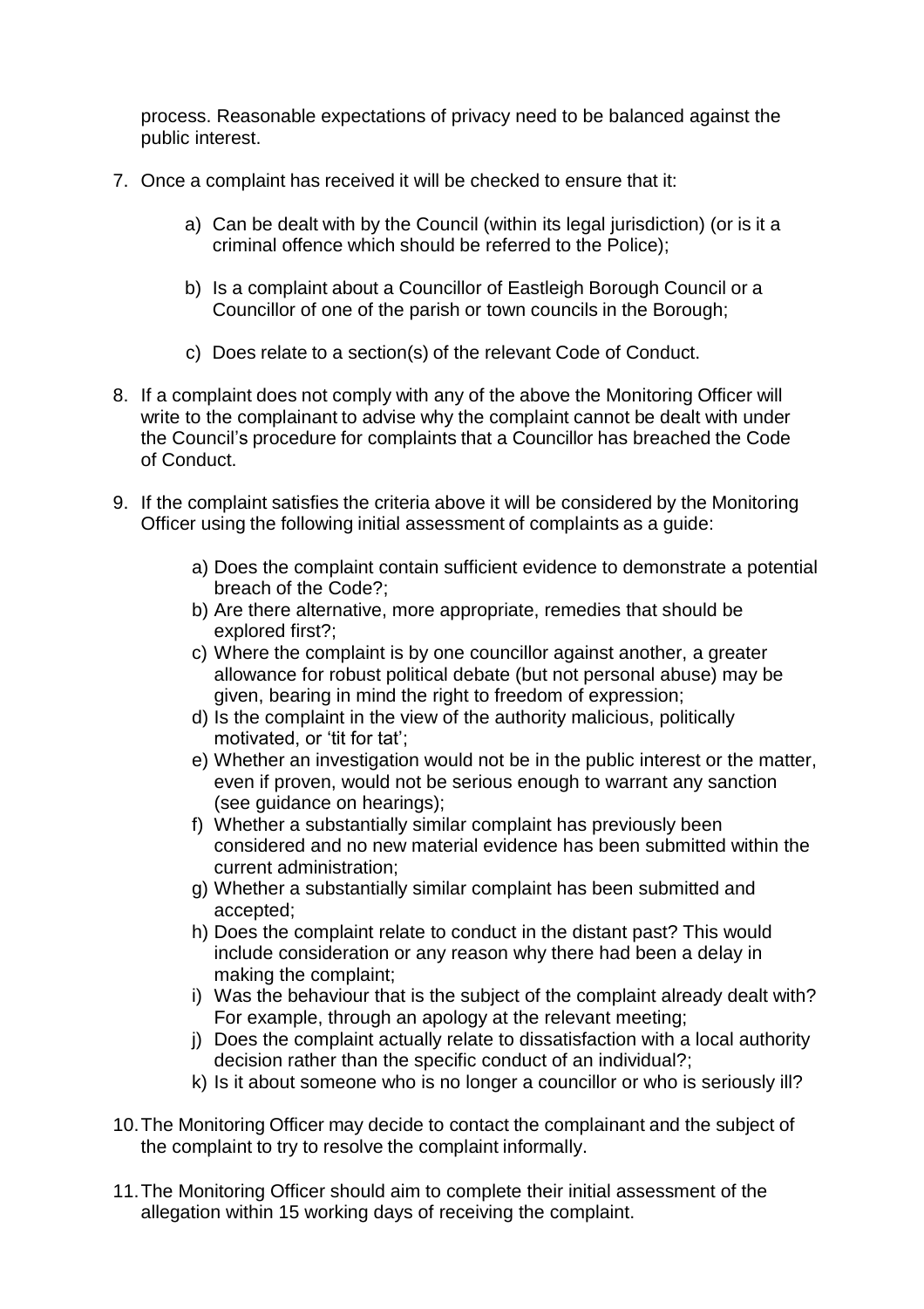process. Reasonable expectations of privacy need to be balanced against the public interest.

7. Once a complaint has received it will be checked to ensure that it:

    a) Can be dealt with by the Council (within its legal jurisdiction) (or is it a criminal offence which should be referred to the Police);

    b) Is a complaint about a Councillor of Eastleigh Borough Council or a Councillor of one of the parish or town councils in the Borough;

    c) Does relate to a section(s) of the relevant Code of Conduct.

8. If a complaint does not comply with any of the above the Monitoring Officer will write to the complainant to advise why the complaint cannot be dealt with under the Council's procedure for complaints that a Councillor has breached the Code of Conduct.

9. If the complaint satisfies the criteria above it will be considered by the Monitoring Officer using the following initial assessment of complaints as a guide:

    a) Does the complaint contain sufficient evidence to demonstrate a potential breach of the Code?;
    b) Are there alternative, more appropriate, remedies that should be explored first?;
    c) Where the complaint is by one councillor against another, a greater allowance for robust political debate (but not personal abuse) may be given, bearing in mind the right to freedom of expression;
    d) Is the complaint in the view of the authority malicious, politically motivated, or 'tit for tat';
    e) Whether an investigation would not be in the public interest or the matter, even if proven, would not be serious enough to warrant any sanction (see guidance on hearings);
    f) Whether a substantially similar complaint has previously been considered and no new material evidence has been submitted within the current administration;
    g) Whether a substantially similar complaint has been submitted and accepted;
    h) Does the complaint relate to conduct in the distant past? This would include consideration or any reason why there had been a delay in making the complaint;
    i) Was the behaviour that is the subject of the complaint already dealt with? For example, through an apology at the relevant meeting;
    j) Does the complaint actually relate to dissatisfaction with a local authority decision rather than the specific conduct of an individual?;
    k) Is it about someone who is no longer a councillor or who is seriously ill?

10. The Monitoring Officer may decide to contact the complainant and the subject of the complaint to try to resolve the complaint informally.

11. The Monitoring Officer should aim to complete their initial assessment of the allegation within 15 working days of receiving the complaint.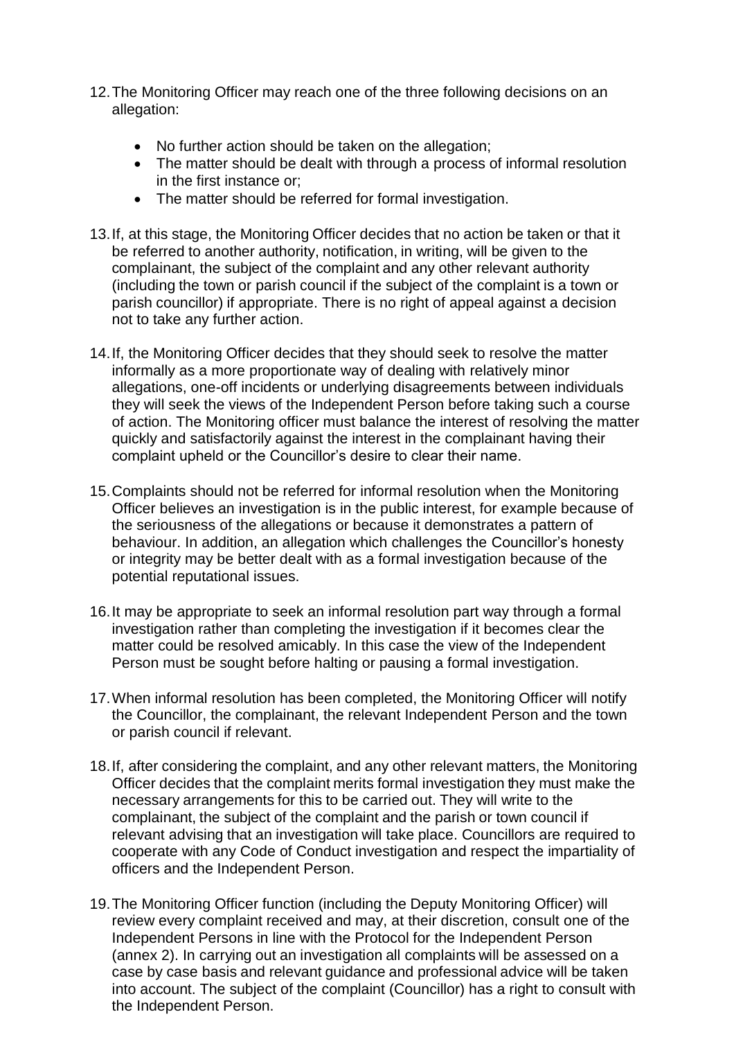12. The Monitoring Officer may reach one of the three following decisions on an allegation:

    - No further action should be taken on the allegation;
    - The matter should be dealt with through a process of informal resolution in the first instance or;
    - The matter should be referred for formal investigation.

13. If, at this stage, the Monitoring Officer decides that no action be taken or that it be referred to another authority, notification, in writing, will be given to the complainant, the subject of the complaint and any other relevant authority (including the town or parish council if the subject of the complaint is a town or parish councillor) if appropriate. There is no right of appeal against a decision not to take any further action.

14. If, the Monitoring Officer decides that they should seek to resolve the matter informally as a more proportionate way of dealing with relatively minor allegations, one-off incidents or underlying disagreements between individuals they will seek the views of the Independent Person before taking such a course of action. The Monitoring officer must balance the interest of resolving the matter quickly and satisfactorily against the interest in the complainant having their complaint upheld or the Councillor's desire to clear their name.

15. Complaints should not be referred for informal resolution when the Monitoring Officer believes an investigation is in the public interest, for example because of the seriousness of the allegations or because it demonstrates a pattern of behaviour. In addition, an allegation which challenges the Councillor's honesty or integrity may be better dealt with as a formal investigation because of the potential reputational issues.

16. It may be appropriate to seek an informal resolution part way through a formal investigation rather than completing the investigation if it becomes clear the matter could be resolved amicably. In this case the view of the Independent Person must be sought before halting or pausing a formal investigation.

17. When informal resolution has been completed, the Monitoring Officer will notify the Councillor, the complainant, the relevant Independent Person and the town or parish council if relevant.

18. If, after considering the complaint, and any other relevant matters, the Monitoring Officer decides that the complaint merits formal investigation they must make the necessary arrangements for this to be carried out. They will write to the complainant, the subject of the complaint and the parish or town council if relevant advising that an investigation will take place. Councillors are required to cooperate with any Code of Conduct investigation and respect the impartiality of officers and the Independent Person.

19. The Monitoring Officer function (including the Deputy Monitoring Officer) will review every complaint received and may, at their discretion, consult one of the Independent Persons in line with the Protocol for the Independent Person (annex 2). In carrying out an investigation all complaints will be assessed on a case by case basis and relevant guidance and professional advice will be taken into account. The subject of the complaint (Councillor) has a right to consult with the Independent Person.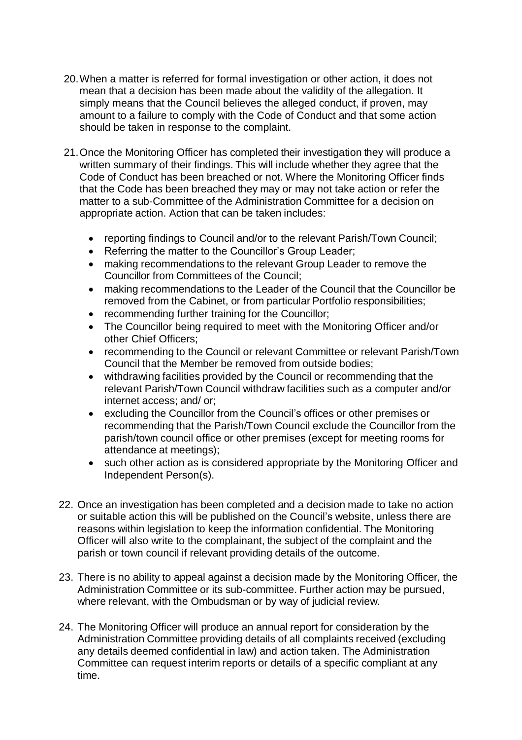20. When a matter is referred for formal investigation or other action, it does not mean that a decision has been made about the validity of the allegation. It simply means that the Council believes the alleged conduct, if proven, may amount to a failure to comply with the Code of Conduct and that some action should be taken in response to the complaint.

21. Once the Monitoring Officer has completed their investigation they will produce a written summary of their findings. This will include whether they agree that the Code of Conduct has been breached or not. Where the Monitoring Officer finds that the Code has been breached they may or may not take action or refer the matter to a sub-Committee of the Administration Committee for a decision on appropriate action. Action that can be taken includes:

    - reporting findings to Council and/or to the relevant Parish/Town Council;
    - Referring the matter to the Councillor's Group Leader;
    - making recommendations to the relevant Group Leader to remove the Councillor from Committees of the Council;
    - making recommendations to the Leader of the Council that the Councillor be removed from the Cabinet, or from particular Portfolio responsibilities;
    - recommending further training for the Councillor;
    - The Councillor being required to meet with the Monitoring Officer and/or other Chief Officers;
    - recommending to the Council or relevant Committee or relevant Parish/Town Council that the Member be removed from outside bodies;
    - withdrawing facilities provided by the Council or recommending that the relevant Parish/Town Council withdraw facilities such as a computer and/or internet access; and/ or;
    - excluding the Councillor from the Council's offices or other premises or recommending that the Parish/Town Council exclude the Councillor from the parish/town council office or other premises (except for meeting rooms for attendance at meetings);
    - such other action as is considered appropriate by the Monitoring Officer and Independent Person(s).

22. Once an investigation has been completed and a decision made to take no action or suitable action this will be published on the Council's website, unless there are reasons within legislation to keep the information confidential. The Monitoring Officer will also write to the complainant, the subject of the complaint and the parish or town council if relevant providing details of the outcome.

23. There is no ability to appeal against a decision made by the Monitoring Officer, the Administration Committee or its sub-committee. Further action may be pursued, where relevant, with the Ombudsman or by way of judicial review.

24. The Monitoring Officer will produce an annual report for consideration by the Administration Committee providing details of all complaints received (excluding any details deemed confidential in law) and action taken. The Administration Committee can request interim reports or details of a specific compliant at any time.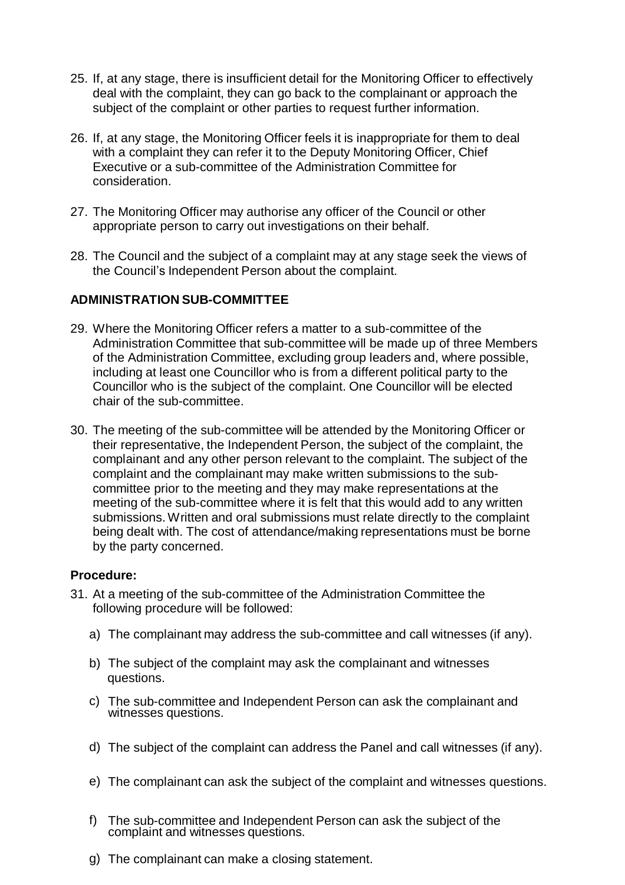25. If, at any stage, there is insufficient detail for the Monitoring Officer to effectively deal with the complaint, they can go back to the complainant or approach the subject of the complaint or other parties to request further information.

26. If, at any stage, the Monitoring Officer feels it is inappropriate for them to deal with a complaint they can refer it to the Deputy Monitoring Officer, Chief Executive or a sub-committee of the Administration Committee for consideration.

27. The Monitoring Officer may authorise any officer of the Council or other appropriate person to carry out investigations on their behalf.

28. The Council and the subject of a complaint may at any stage seek the views of the Council's Independent Person about the complaint.

**ADMINISTRATION SUB-COMMITTEE**

29. Where the Monitoring Officer refers a matter to a sub-committee of the Administration Committee that sub-committee will be made up of three Members of the Administration Committee, excluding group leaders and, where possible, including at least one Councillor who is from a different political party to the Councillor who is the subject of the complaint. One Councillor will be elected chair of the sub-committee.

30. The meeting of the sub-committee will be attended by the Monitoring Officer or their representative, the Independent Person, the subject of the complaint, the complainant and any other person relevant to the complaint. The subject of the complaint and the complainant may make written submissions to the sub-committee prior to the meeting and they may make representations at the meeting of the sub-committee where it is felt that this would add to any written submissions. Written and oral submissions must relate directly to the complaint being dealt with. The cost of attendance/making representations must be borne by the party concerned.

**Procedure:**

31. At a meeting of the sub-committee of the Administration Committee the following procedure will be followed:

    a) The complainant may address the sub-committee and call witnesses (if any).

    b) The subject of the complaint may ask the complainant and witnesses questions.

    c) The sub-committee and Independent Person can ask the complainant and witnesses questions.

    d) The subject of the complaint can address the Panel and call witnesses (if any).

    e) The complainant can ask the subject of the complaint and witnesses questions.

    f) The sub-committee and Independent Person can ask the subject of the complaint and witnesses questions.

    g) The complainant can make a closing statement.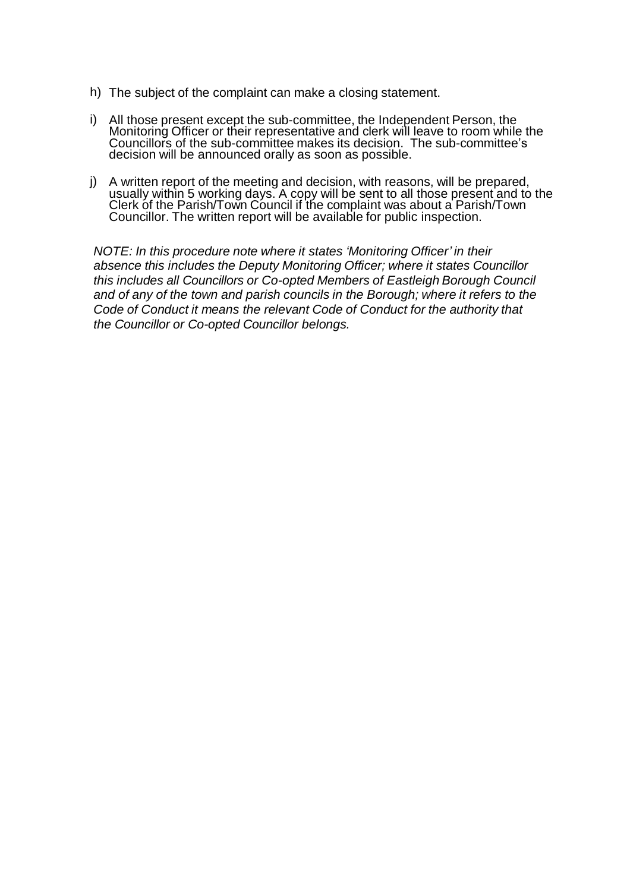h) The subject of the complaint can make a closing statement.

i) All those present except the sub-committee, the Independent Person, the Monitoring Officer or their representative and clerk will leave to room while the Councillors of the sub-committee makes its decision. The sub-committee's decision will be announced orally as soon as possible.

j) A written report of the meeting and decision, with reasons, will be prepared, usually within 5 working days. A copy will be sent to all those present and to the Clerk of the Parish/Town Council if the complaint was about a Parish/Town Councillor. The written report will be available for public inspection.

*NOTE: In this procedure note where it states 'Monitoring Officer' in their absence this includes the Deputy Monitoring Officer; where it states Councillor this includes all Councillors or Co-opted Members of Eastleigh Borough Council and of any of the town and parish councils in the Borough; where it refers to the Code of Conduct it means the relevant Code of Conduct for the authority that the Councillor or Co-opted Councillor belongs.*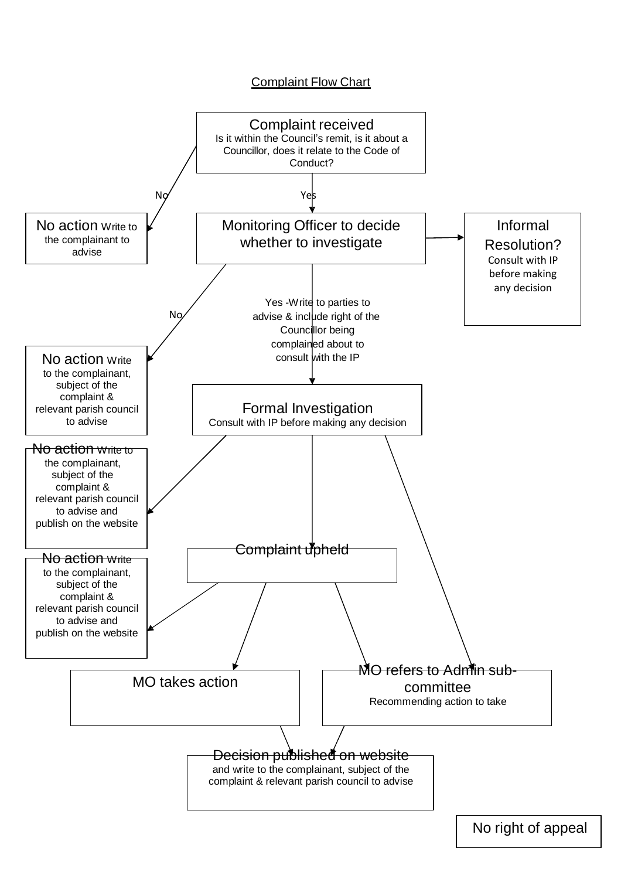Complaint Flow Chart

**Complaint received**
Is it within the Council's remit, is it about a Councillor, does it relate to the Code of Conduct?

- No → **No action** Write to the complainant to advise
- Yes → **Monitoring Officer to decide whether to investigate**

**Monitoring Officer to decide whether to investigate**

- → **Informal Resolution?** Consult with IP before making any decision
- No → **No action** Write to the complainant, subject of the complaint & relevant parish council to advise
- Yes - Write to parties to advise & include right of the Councillor being complained about to consult with the IP → **Formal Investigation**

**Formal Investigation**
Consult with IP before making any decision

- → **No action** Write to the complainant, subject of the complaint & relevant parish council to advise and publish on the website
- → **Complaint upheld**
- → **MO refers to Admin sub-committee**

**Complaint upheld**

- → **No action** Write to the complainant, subject of the complaint & relevant parish council to advise and publish on the website
- → **MO takes action**
- → **MO refers to Admin sub-committee** Recommending action to take

**MO takes action** → **Decision published on website**

**MO refers to Admin sub-committee** Recommending action to take → **Decision published on website**

**Decision published on website**
and write to the complainant, subject of the complaint & relevant parish council to advise

No right of appeal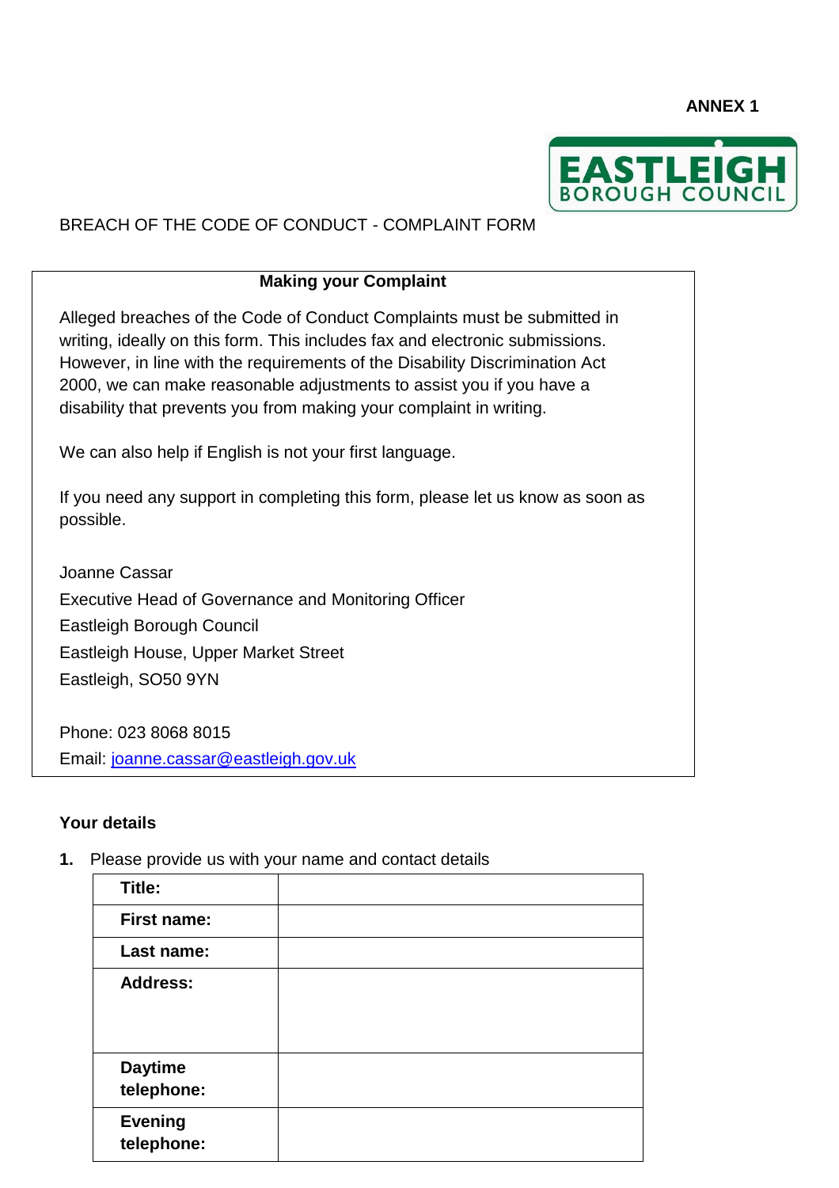**ANNEX 1**

EASTLEIGH BOROUGH COUNCIL

BREACH OF THE CODE OF CONDUCT - COMPLAINT FORM

**Making your Complaint**

Alleged breaches of the Code of Conduct Complaints must be submitted in writing, ideally on this form. This includes fax and electronic submissions. However, in line with the requirements of the Disability Discrimination Act 2000, we can make reasonable adjustments to assist you if you have a disability that prevents you from making your complaint in writing.

We can also help if English is not your first language.

If you need any support in completing this form, please let us know as soon as possible.

Joanne Cassar
Executive Head of Governance and Monitoring Officer
Eastleigh Borough Council
Eastleigh House, Upper Market Street
Eastleigh, SO50 9YN

Phone: 023 8068 8015
Email: joanne.cassar@eastleigh.gov.uk

**Your details**

**1.** Please provide us with your name and contact details

| | |
|---|---|
| **Title:** | |
| **First name:** | |
| **Last name:** | |
| **Address:** | |
| **Daytime telephone:** | |
| **Evening telephone:** | |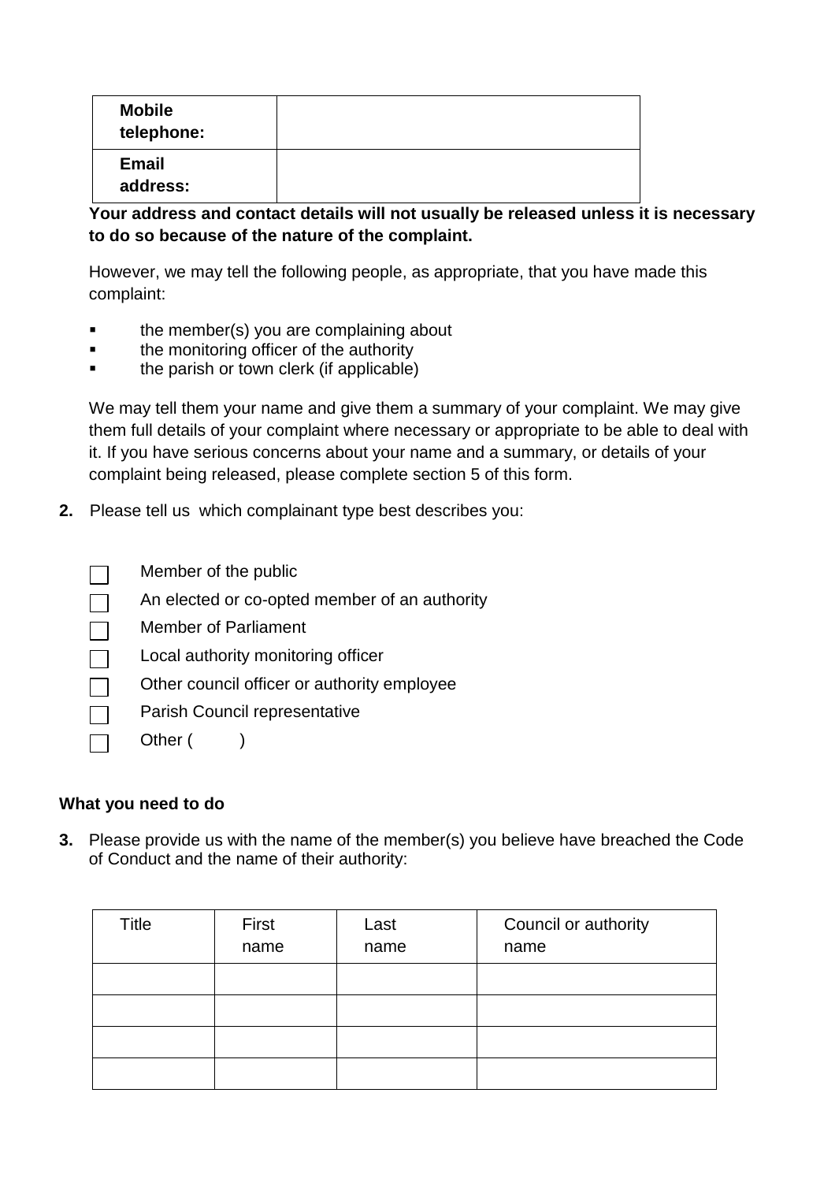| **Mobile telephone:** | |
|---|---|
| **Email address:** | |

**Your address and contact details will not usually be released unless it is necessary to do so because of the nature of the complaint.**

However, we may tell the following people, as appropriate, that you have made this complaint:

- the member(s) you are complaining about
- the monitoring officer of the authority
- the parish or town clerk (if applicable)

We may tell them your name and give them a summary of your complaint. We may give them full details of your complaint where necessary or appropriate to be able to deal with it. If you have serious concerns about your name and a summary, or details of your complaint being released, please complete section 5 of this form.

**2.** Please tell us which complainant type best describes you:

- ☐ Member of the public
- ☐ An elected or co-opted member of an authority
- ☐ Member of Parliament
- ☐ Local authority monitoring officer
- ☐ Other council officer or authority employee
- ☐ Parish Council representative
- ☐ Other ( )

**What you need to do**

**3.** Please provide us with the name of the member(s) you believe have breached the Code of Conduct and the name of their authority:

| Title | First name | Last name | Council or authority name |
|---|---|---|---|
| | | | |
| | | | |
| | | | |
| | | | |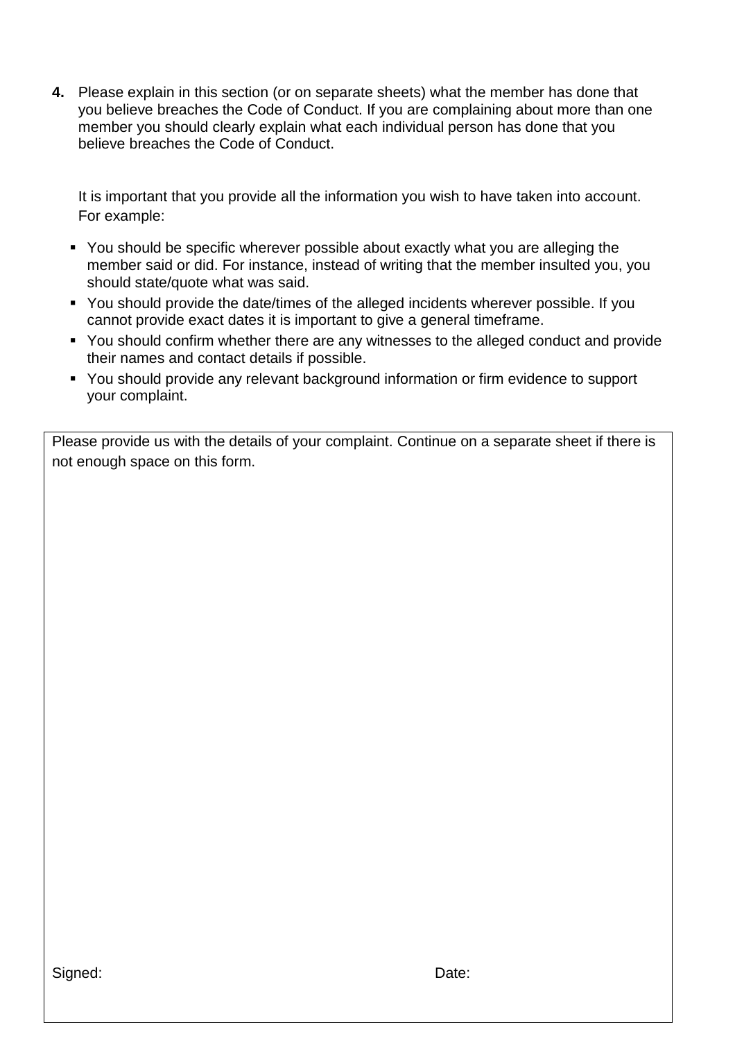**4.** Please explain in this section (or on separate sheets) what the member has done that you believe breaches the Code of Conduct. If you are complaining about more than one member you should clearly explain what each individual person has done that you believe breaches the Code of Conduct.

It is important that you provide all the information you wish to have taken into account. For example:

- You should be specific wherever possible about exactly what you are alleging the member said or did. For instance, instead of writing that the member insulted you, you should state/quote what was said.
- You should provide the date/times of the alleged incidents wherever possible. If you cannot provide exact dates it is important to give a general timeframe.
- You should confirm whether there are any witnesses to the alleged conduct and provide their names and contact details if possible.
- You should provide any relevant background information or firm evidence to support your complaint.

| Please provide us with the details of your complaint. Continue on a separate sheet if there is not enough space on this form. |
| --- |
| |
| Signed: Date: |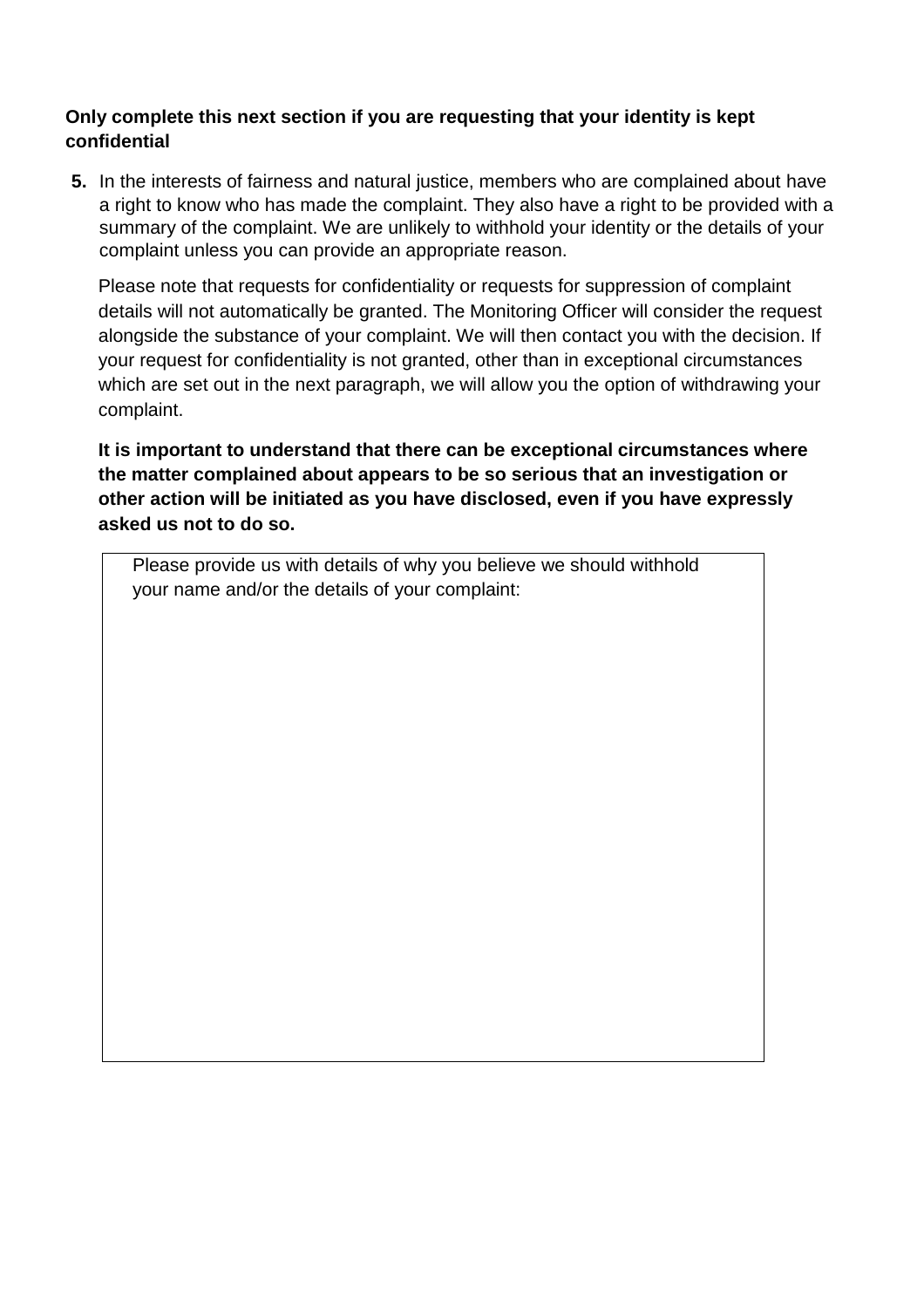**Only complete this next section if you are requesting that your identity is kept confidential**

**5.** In the interests of fairness and natural justice, members who are complained about have a right to know who has made the complaint. They also have a right to be provided with a summary of the complaint. We are unlikely to withhold your identity or the details of your complaint unless you can provide an appropriate reason.

Please note that requests for confidentiality or requests for suppression of complaint details will not automatically be granted. The Monitoring Officer will consider the request alongside the substance of your complaint. We will then contact you with the decision. If your request for confidentiality is not granted, other than in exceptional circumstances which are set out in the next paragraph, we will allow you the option of withdrawing your complaint.

**It is important to understand that there can be exceptional circumstances where the matter complained about appears to be so serious that an investigation or other action will be initiated as you have disclosed, even if you have expressly asked us not to do so.**

| Please provide us with details of why you believe we should withhold your name and/or the details of your complaint: |
| --- |
| |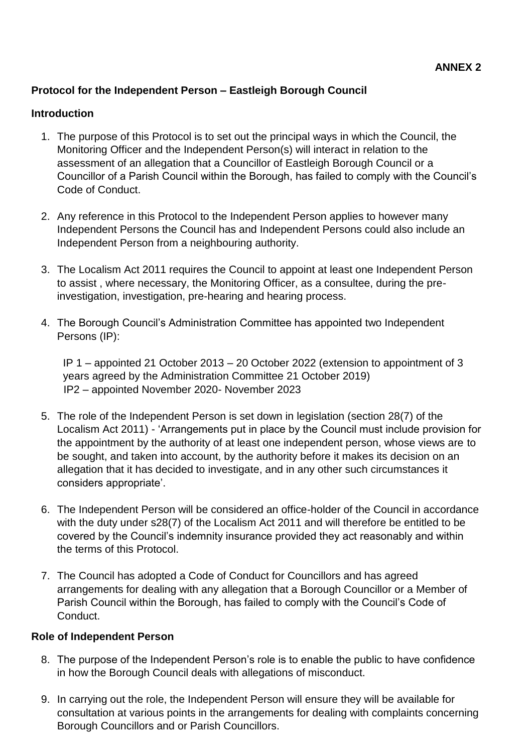**ANNEX 2**

**Protocol for the Independent Person – Eastleigh Borough Council**

**Introduction**

1. The purpose of this Protocol is to set out the principal ways in which the Council, the Monitoring Officer and the Independent Person(s) will interact in relation to the assessment of an allegation that a Councillor of Eastleigh Borough Council or a Councillor of a Parish Council within the Borough, has failed to comply with the Council's Code of Conduct.

2. Any reference in this Protocol to the Independent Person applies to however many Independent Persons the Council has and Independent Persons could also include an Independent Person from a neighbouring authority.

3. The Localism Act 2011 requires the Council to appoint at least one Independent Person to assist , where necessary, the Monitoring Officer, as a consultee, during the pre-investigation, investigation, pre-hearing and hearing process.

4. The Borough Council's Administration Committee has appointed two Independent Persons (IP):

   IP 1 – appointed 21 October 2013 – 20 October 2022 (extension to appointment of 3 years agreed by the Administration Committee 21 October 2019)
   IP2 – appointed November 2020- November 2023

5. The role of the Independent Person is set down in legislation (section 28(7) of the Localism Act 2011) - 'Arrangements put in place by the Council must include provision for the appointment by the authority of at least one independent person, whose views are to be sought, and taken into account, by the authority before it makes its decision on an allegation that it has decided to investigate, and in any other such circumstances it considers appropriate'.

6. The Independent Person will be considered an office-holder of the Council in accordance with the duty under s28(7) of the Localism Act 2011 and will therefore be entitled to be covered by the Council's indemnity insurance provided they act reasonably and within the terms of this Protocol.

7. The Council has adopted a Code of Conduct for Councillors and has agreed arrangements for dealing with any allegation that a Borough Councillor or a Member of Parish Council within the Borough, has failed to comply with the Council's Code of Conduct.

**Role of Independent Person**

8. The purpose of the Independent Person's role is to enable the public to have confidence in how the Borough Council deals with allegations of misconduct.

9. In carrying out the role, the Independent Person will ensure they will be available for consultation at various points in the arrangements for dealing with complaints concerning Borough Councillors and or Parish Councillors.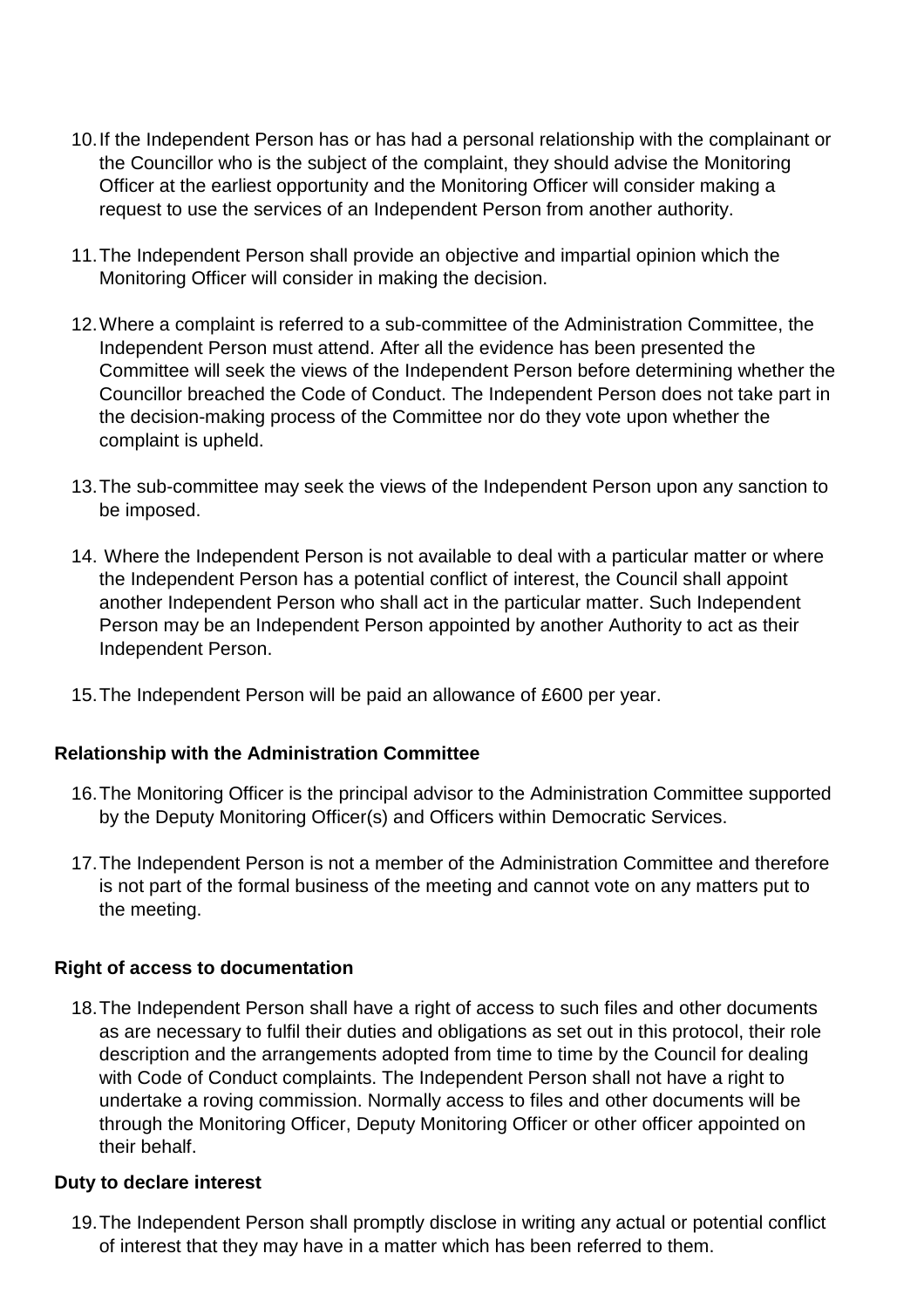10. If the Independent Person has or has had a personal relationship with the complainant or the Councillor who is the subject of the complaint, they should advise the Monitoring Officer at the earliest opportunity and the Monitoring Officer will consider making a request to use the services of an Independent Person from another authority.

11. The Independent Person shall provide an objective and impartial opinion which the Monitoring Officer will consider in making the decision.

12. Where a complaint is referred to a sub-committee of the Administration Committee, the Independent Person must attend. After all the evidence has been presented the Committee will seek the views of the Independent Person before determining whether the Councillor breached the Code of Conduct. The Independent Person does not take part in the decision-making process of the Committee nor do they vote upon whether the complaint is upheld.

13. The sub-committee may seek the views of the Independent Person upon any sanction to be imposed.

14. Where the Independent Person is not available to deal with a particular matter or where the Independent Person has a potential conflict of interest, the Council shall appoint another Independent Person who shall act in the particular matter. Such Independent Person may be an Independent Person appointed by another Authority to act as their Independent Person.

15. The Independent Person will be paid an allowance of £600 per year.

**Relationship with the Administration Committee**

16. The Monitoring Officer is the principal advisor to the Administration Committee supported by the Deputy Monitoring Officer(s) and Officers within Democratic Services.

17. The Independent Person is not a member of the Administration Committee and therefore is not part of the formal business of the meeting and cannot vote on any matters put to the meeting.

**Right of access to documentation**

18. The Independent Person shall have a right of access to such files and other documents as are necessary to fulfil their duties and obligations as set out in this protocol, their role description and the arrangements adopted from time to time by the Council for dealing with Code of Conduct complaints. The Independent Person shall not have a right to undertake a roving commission. Normally access to files and other documents will be through the Monitoring Officer, Deputy Monitoring Officer or other officer appointed on their behalf.

**Duty to declare interest**

19. The Independent Person shall promptly disclose in writing any actual or potential conflict of interest that they may have in a matter which has been referred to them.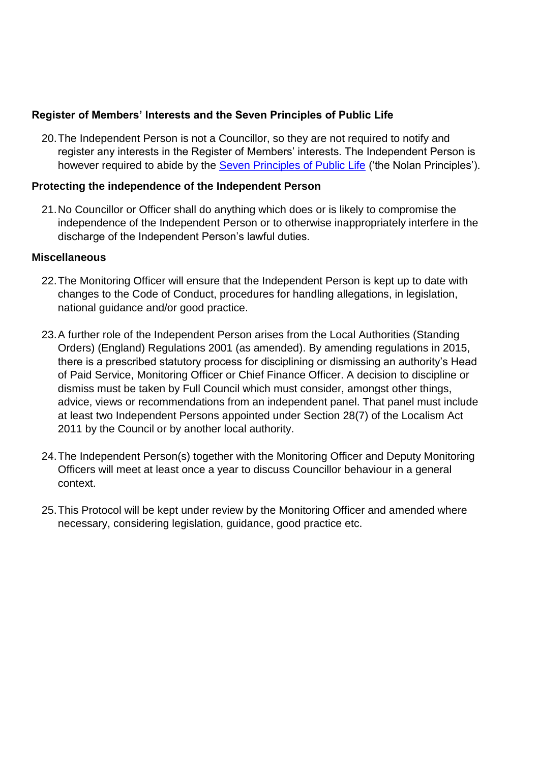**Register of Members' Interests and the Seven Principles of Public Life**

20. The Independent Person is not a Councillor, so they are not required to notify and register any interests in the Register of Members' interests. The Independent Person is however required to abide by the Seven Principles of Public Life ('the Nolan Principles').

**Protecting the independence of the Independent Person**

21. No Councillor or Officer shall do anything which does or is likely to compromise the independence of the Independent Person or to otherwise inappropriately interfere in the discharge of the Independent Person's lawful duties.

**Miscellaneous**

22. The Monitoring Officer will ensure that the Independent Person is kept up to date with changes to the Code of Conduct, procedures for handling allegations, in legislation, national guidance and/or good practice.

23. A further role of the Independent Person arises from the Local Authorities (Standing Orders) (England) Regulations 2001 (as amended). By amending regulations in 2015, there is a prescribed statutory process for disciplining or dismissing an authority's Head of Paid Service, Monitoring Officer or Chief Finance Officer. A decision to discipline or dismiss must be taken by Full Council which must consider, amongst other things, advice, views or recommendations from an independent panel. That panel must include at least two Independent Persons appointed under Section 28(7) of the Localism Act 2011 by the Council or by another local authority.

24. The Independent Person(s) together with the Monitoring Officer and Deputy Monitoring Officers will meet at least once a year to discuss Councillor behaviour in a general context.

25. This Protocol will be kept under review by the Monitoring Officer and amended where necessary, considering legislation, guidance, good practice etc.